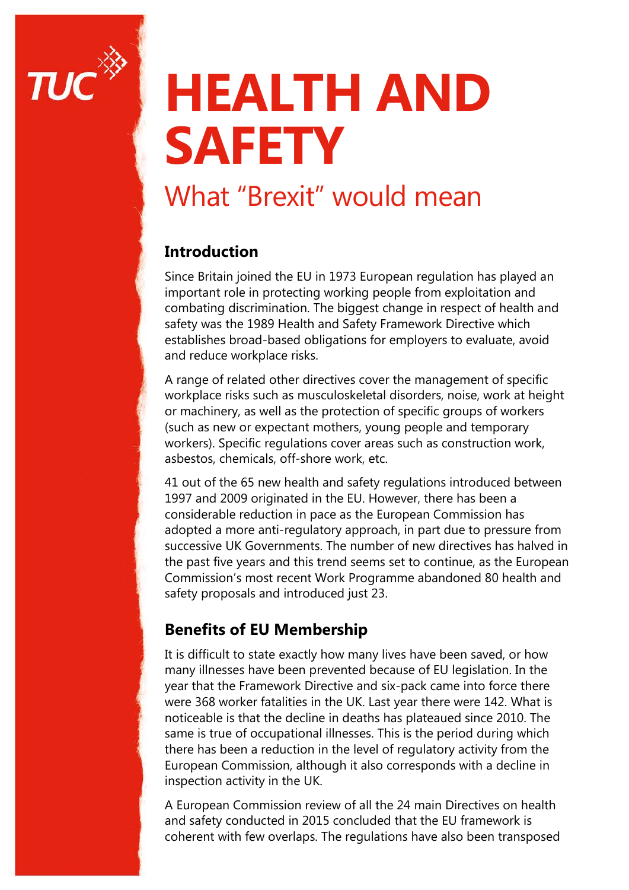# HEALTH AND SAFETY

## What "Brexit" would mean

### Introduction

Since Britain joined the EU in 1973 European regulation has played an important role in protecting working people from exploitation and combating discrimination. The biggest change in respect of health and safety was the 1989 Health and Safety Framework Directive which establishes broad-based obligations for employers to evaluate, avoid and reduce workplace risks.

A range of related other directives cover the management of specific workplace risks such as musculoskeletal disorders, noise, work at height or machinery, as well as the protection of specific groups of workers (such as new or expectant mothers, young people and temporary workers). Specific regulations cover areas such as construction work, asbestos, chemicals, off-shore work, etc.

41 out of the 65 new health and safety regulations introduced between 1997 and 2009 originated in the EU. However, there has been a considerable reduction in pace as the European Commission has adopted a more anti-regulatory approach, in part due to pressure from successive UK Governments. The number of new directives has halved in the past five years and this trend seems set to continue, as the European Commission's most recent Work Programme abandoned 80 health and safety proposals and introduced just 23.

### Benefits of EU Membership

It is difficult to state exactly how many lives have been saved, or how many illnesses have been prevented because of EU legislation. In the year that the Framework Directive and six-pack came into force there were 368 worker fatalities in the UK. Last year there were 142. What is noticeable is that the decline in deaths has plateaued since 2010. The same is true of occupational illnesses. This is the period during which there has been a reduction in the level of regulatory activity from the European Commission, although it also corresponds with a decline in inspection activity in the UK.

A European Commission review of all the 24 main Directives on health and safety conducted in 2015 concluded that the EU framework is coherent with few overlaps. The regulations have also been transposed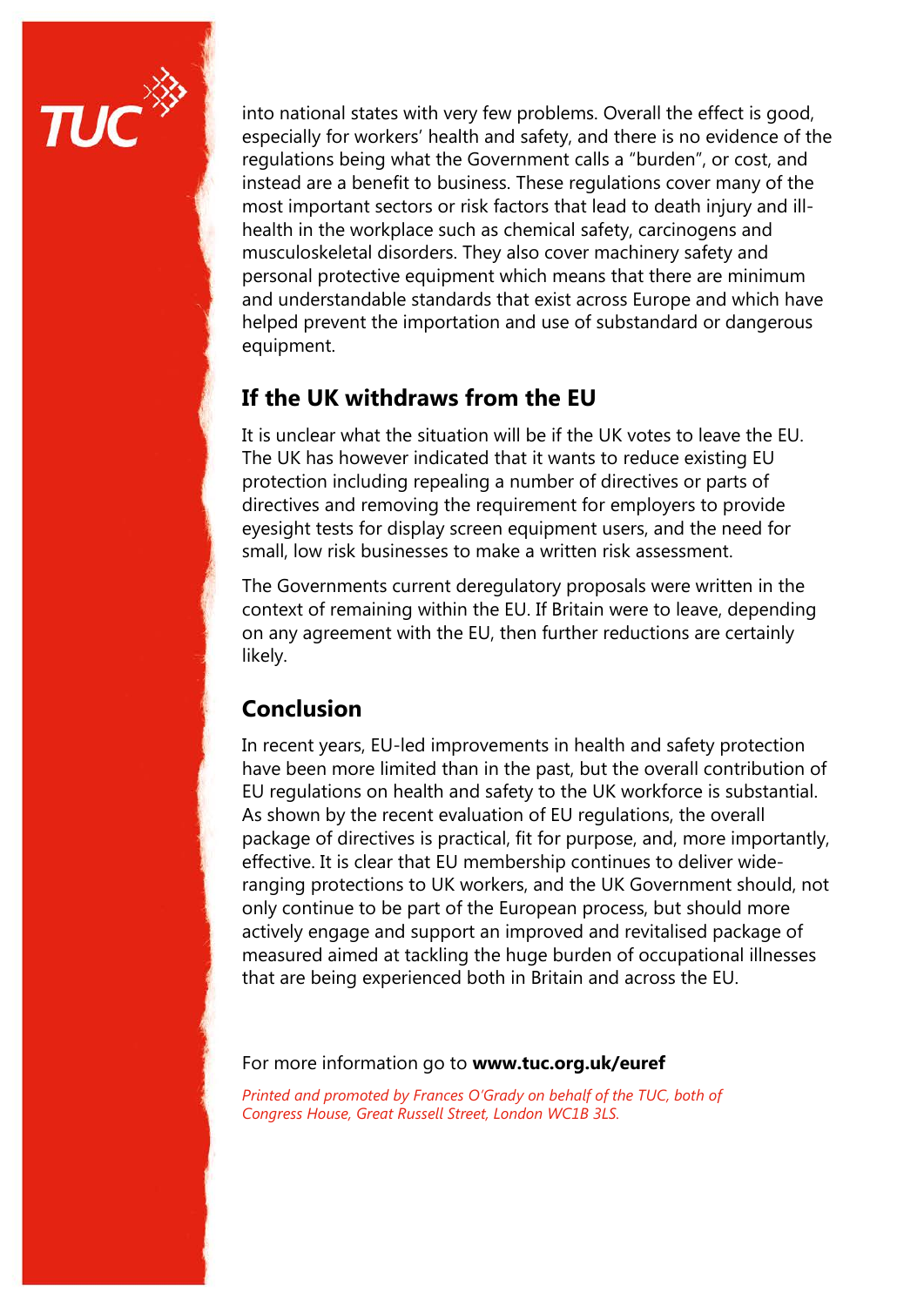into national states with very few problems. Overall the effect is good, especially for workers' health and safety, and there is no evidence of the regulations being what the Government calls a "burden", or cost, and instead are a benefit to business. These regulations cover many of the most important sectors or risk factors that lead to death injury and ill-health in the workplace such as chemical safety, carcinogens and musculoskeletal disorders. They also cover machinery safety and personal protective equipment which means that there are minimum and understandable standards that exist across Europe and which have helped prevent the importation and use of substandard or dangerous equipment.

## If the UK withdraws from the EU

It is unclear what the situation will be if the UK votes to leave the EU. The UK has however indicated that it wants to reduce existing EU protection including repealing a number of directives or parts of directives and removing the requirement for employers to provide eyesight tests for display screen equipment users, and the need for small, low risk businesses to make a written risk assessment.

The Governments current deregulatory proposals were written in the context of remaining within the EU. If Britain were to leave, depending on any agreement with the EU, then further reductions are certainly likely.

## Conclusion

In recent years, EU-led improvements in health and safety protection have been more limited than in the past, but the overall contribution of EU regulations on health and safety to the UK workforce is substantial. As shown by the recent evaluation of EU regulations, the overall package of directives is practical, fit for purpose, and, more importantly, effective. It is clear that EU membership continues to deliver wide-ranging protections to UK workers, and the UK Government should, not only continue to be part of the European process, but should more actively engage and support an improved and revitalised package of measured aimed at tackling the huge burden of occupational illnesses that are being experienced both in Britain and across the EU.

For more information go to **www.tuc.org.uk/euref**

*Printed and promoted by Frances O'Grady on behalf of the TUC, both of Congress House, Great Russell Street, London WC1B 3LS.*